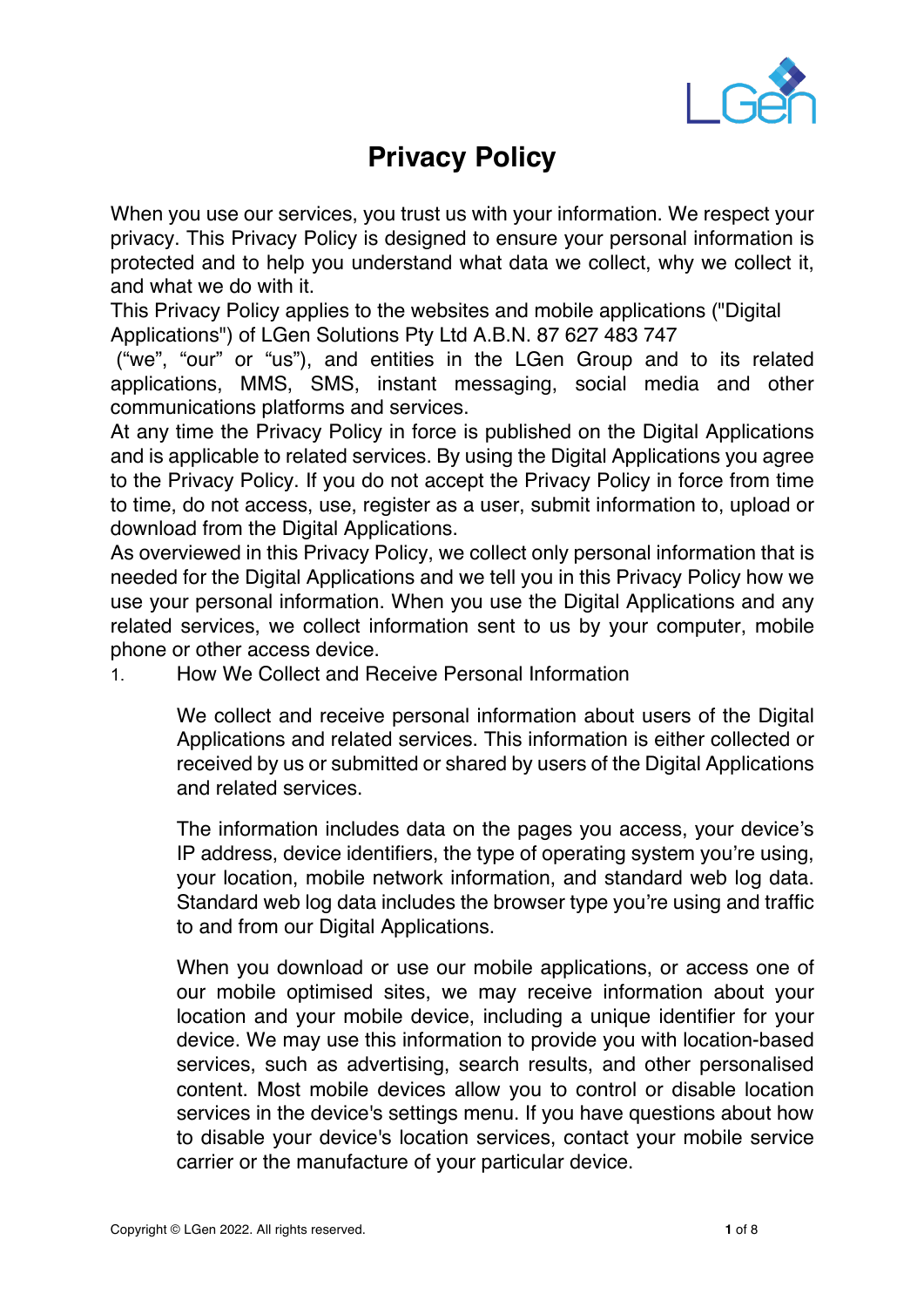# Privacy Policy

When you use our services, you trust us with your information. We respect your privacy. This Privacy Policy is designed to ensure your personal information is protected and to help you understand what data we collect, why we collect it, and what we do with it.

This Privacy Policy applies to the websites and mobile applications ("Digital Applications") of LGen Solutions Pty Ltd A.B.N. 87 627 483 747 ("we", "our" or "us"), and entities in the LGen Group and to its related applications, MMS, SMS, instant messaging, social media and other communications platforms and services.

At any time the Privacy Policy in force is published on the Digital Applications and is applicable to related services. By using the Digital Applications you agree to the Privacy Policy. If you do not accept the Privacy Policy in force from time to time, do not access, use, register as a user, submit information to, upload or download from the Digital Applications.

As overviewed in this Privacy Policy, we collect only personal information that is needed for the Digital Applications and we tell you in this Privacy Policy how we use your personal information. When you use the Digital Applications and any related services, we collect information sent to us by your computer, mobile phone or other access device.

1. How We Collect and Receive Personal Information

   We collect and receive personal information about users of the Digital Applications and related services. This information is either collected or received by us or submitted or shared by users of the Digital Applications and related services.

   The information includes data on the pages you access, your device's IP address, device identifiers, the type of operating system you're using, your location, mobile network information, and standard web log data. Standard web log data includes the browser type you're using and traffic to and from our Digital Applications.

   When you download or use our mobile applications, or access one of our mobile optimised sites, we may receive information about your location and your mobile device, including a unique identifier for your device. We may use this information to provide you with location-based services, such as advertising, search results, and other personalised content. Most mobile devices allow you to control or disable location services in the device's settings menu. If you have questions about how to disable your device's location services, contact your mobile service carrier or the manufacture of your particular device.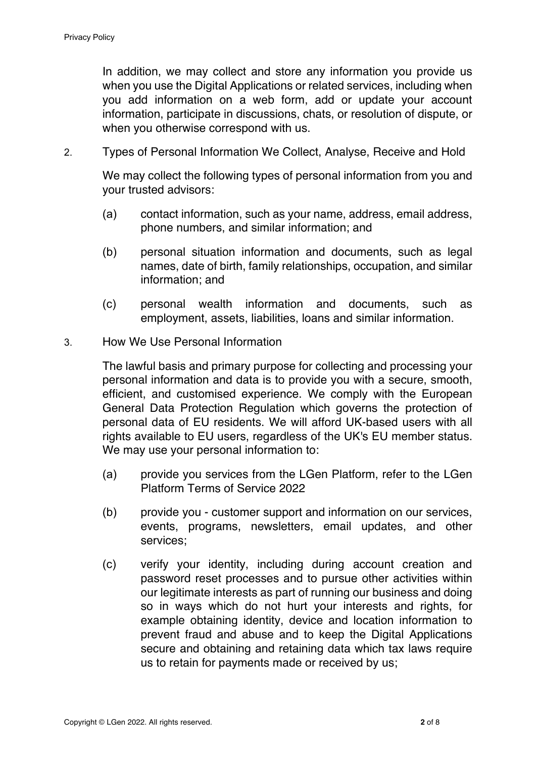In addition, we may collect and store any information you provide us when you use the Digital Applications or related services, including when you add information on a web form, add or update your account information, participate in discussions, chats, or resolution of dispute, or when you otherwise correspond with us.

2. Types of Personal Information We Collect, Analyse, Receive and Hold

We may collect the following types of personal information from you and your trusted advisors:

(a) contact information, such as your name, address, email address, phone numbers, and similar information; and

(b) personal situation information and documents, such as legal names, date of birth, family relationships, occupation, and similar information; and

(c) personal wealth information and documents, such as employment, assets, liabilities, loans and similar information.

3. How We Use Personal Information

The lawful basis and primary purpose for collecting and processing your personal information and data is to provide you with a secure, smooth, efficient, and customised experience. We comply with the European General Data Protection Regulation which governs the protection of personal data of EU residents. We will afford UK-based users with all rights available to EU users, regardless of the UK's EU member status. We may use your personal information to:

(a) provide you services from the LGen Platform, refer to the LGen Platform Terms of Service 2022

(b) provide you - customer support and information on our services, events, programs, newsletters, email updates, and other services;

(c) verify your identity, including during account creation and password reset processes and to pursue other activities within our legitimate interests as part of running our business and doing so in ways which do not hurt your interests and rights, for example obtaining identity, device and location information to prevent fraud and abuse and to keep the Digital Applications secure and obtaining and retaining data which tax laws require us to retain for payments made or received by us;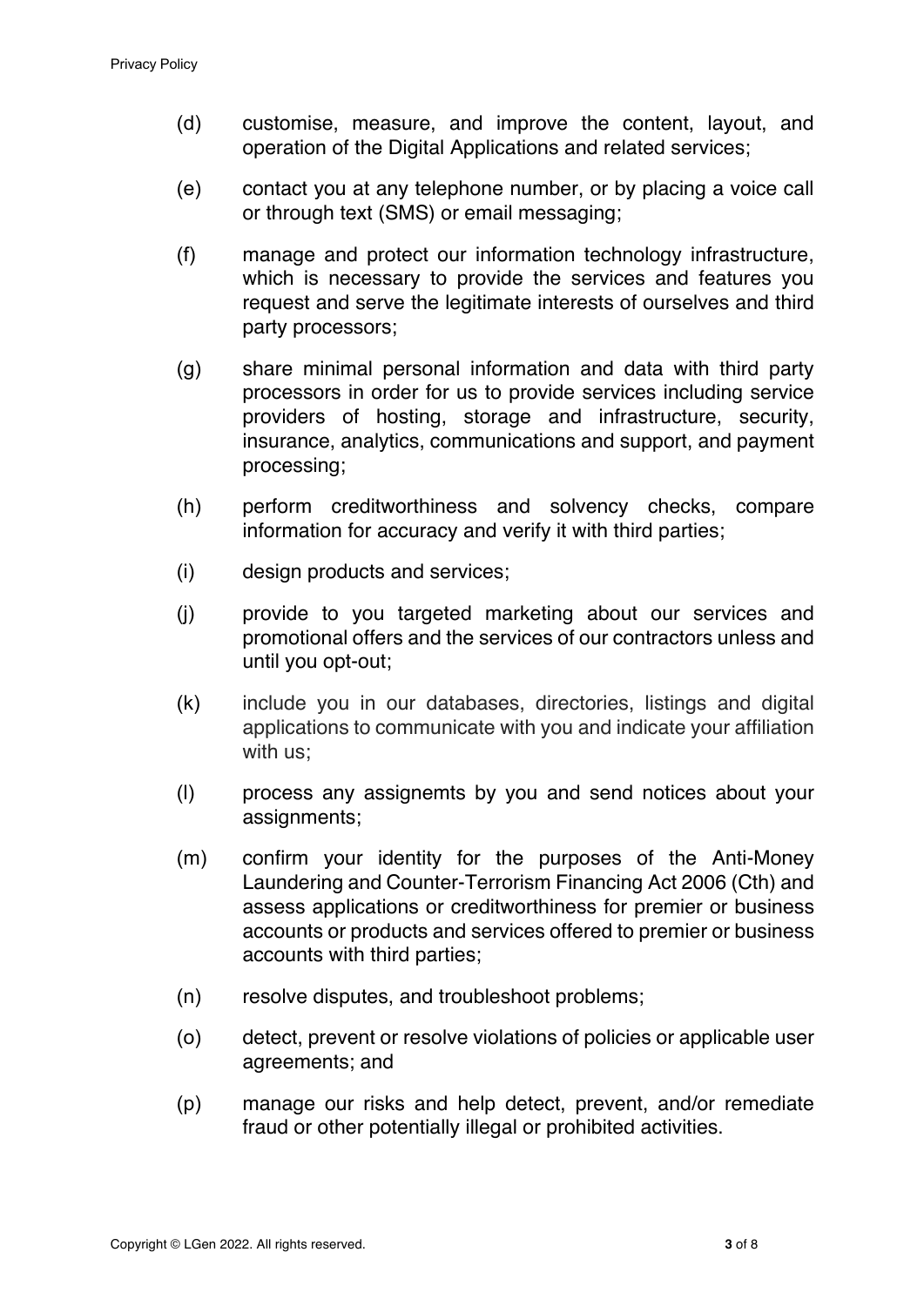(d) customise, measure, and improve the content, layout, and operation of the Digital Applications and related services;

(e) contact you at any telephone number, or by placing a voice call or through text (SMS) or email messaging;

(f) manage and protect our information technology infrastructure, which is necessary to provide the services and features you request and serve the legitimate interests of ourselves and third party processors;

(g) share minimal personal information and data with third party processors in order for us to provide services including service providers of hosting, storage and infrastructure, security, insurance, analytics, communications and support, and payment processing;

(h) perform creditworthiness and solvency checks, compare information for accuracy and verify it with third parties;

(i) design products and services;

(j) provide to you targeted marketing about our services and promotional offers and the services of our contractors unless and until you opt-out;

(k) include you in our databases, directories, listings and digital applications to communicate with you and indicate your affiliation with us;

(l) process any assignemts by you and send notices about your assignments;

(m) confirm your identity for the purposes of the Anti-Money Laundering and Counter-Terrorism Financing Act 2006 (Cth) and assess applications or creditworthiness for premier or business accounts or products and services offered to premier or business accounts with third parties;

(n) resolve disputes, and troubleshoot problems;

(o) detect, prevent or resolve violations of policies or applicable user agreements; and

(p) manage our risks and help detect, prevent, and/or remediate fraud or other potentially illegal or prohibited activities.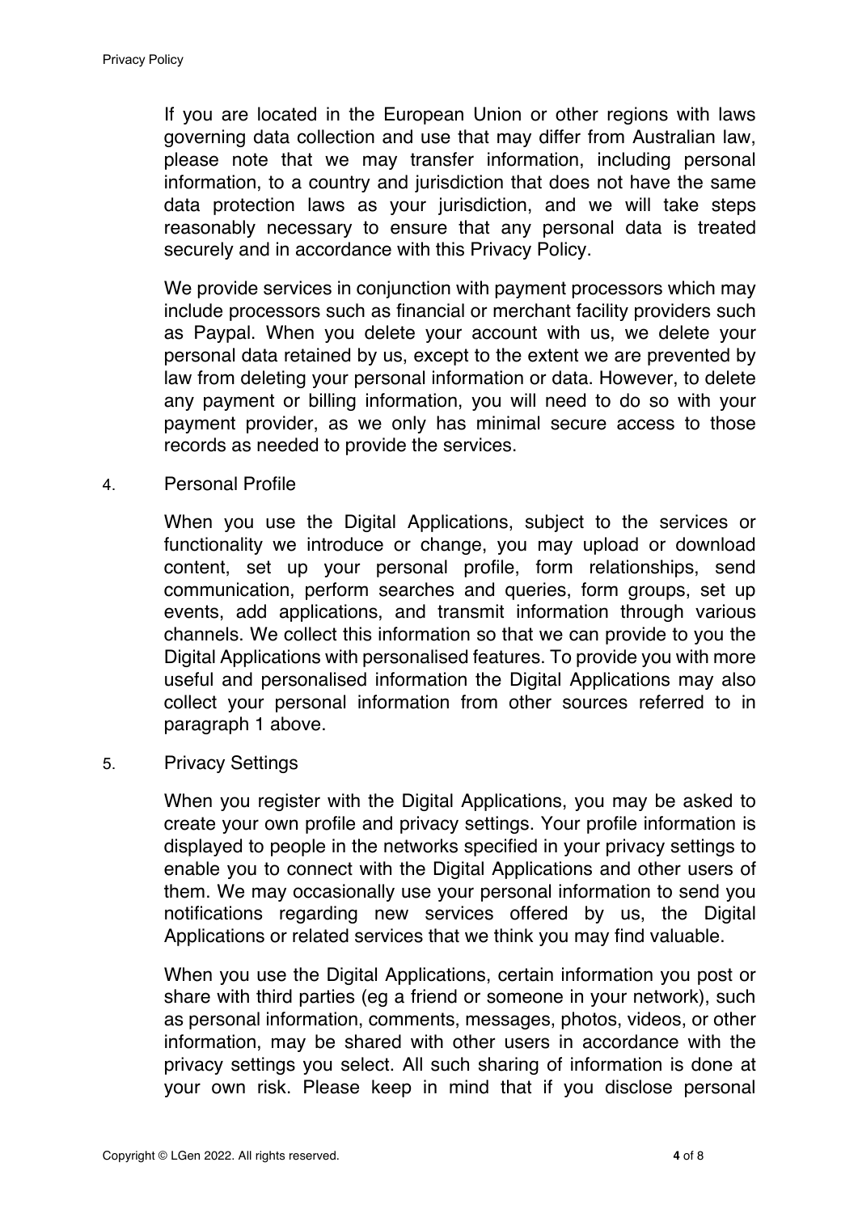If you are located in the European Union or other regions with laws governing data collection and use that may differ from Australian law, please note that we may transfer information, including personal information, to a country and jurisdiction that does not have the same data protection laws as your jurisdiction, and we will take steps reasonably necessary to ensure that any personal data is treated securely and in accordance with this Privacy Policy.

We provide services in conjunction with payment processors which may include processors such as financial or merchant facility providers such as Paypal. When you delete your account with us, we delete your personal data retained by us, except to the extent we are prevented by law from deleting your personal information or data. However, to delete any payment or billing information, you will need to do so with your payment provider, as we only has minimal secure access to those records as needed to provide the services.

4. Personal Profile

When you use the Digital Applications, subject to the services or functionality we introduce or change, you may upload or download content, set up your personal profile, form relationships, send communication, perform searches and queries, form groups, set up events, add applications, and transmit information through various channels. We collect this information so that we can provide to you the Digital Applications with personalised features. To provide you with more useful and personalised information the Digital Applications may also collect your personal information from other sources referred to in paragraph 1 above.

5. Privacy Settings

When you register with the Digital Applications, you may be asked to create your own profile and privacy settings. Your profile information is displayed to people in the networks specified in your privacy settings to enable you to connect with the Digital Applications and other users of them. We may occasionally use your personal information to send you notifications regarding new services offered by us, the Digital Applications or related services that we think you may find valuable.

When you use the Digital Applications, certain information you post or share with third parties (eg a friend or someone in your network), such as personal information, comments, messages, photos, videos, or other information, may be shared with other users in accordance with the privacy settings you select. All such sharing of information is done at your own risk. Please keep in mind that if you disclose personal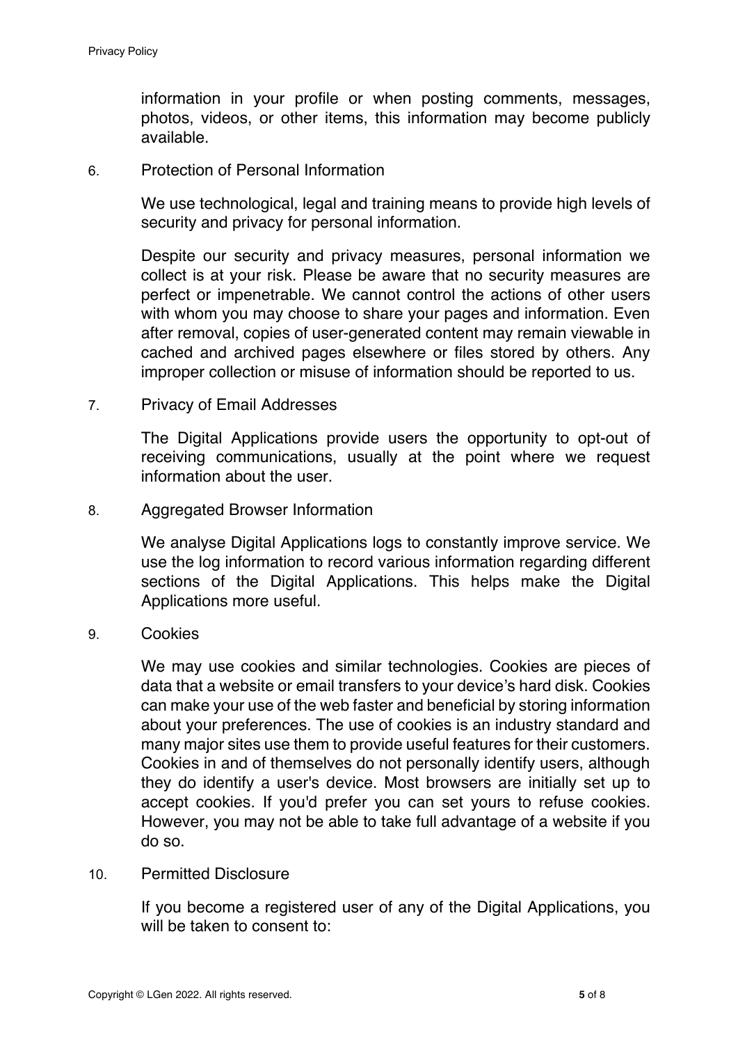information in your profile or when posting comments, messages, photos, videos, or other items, this information may become publicly available.

6. Protection of Personal Information

   We use technological, legal and training means to provide high levels of security and privacy for personal information.

   Despite our security and privacy measures, personal information we collect is at your risk. Please be aware that no security measures are perfect or impenetrable. We cannot control the actions of other users with whom you may choose to share your pages and information. Even after removal, copies of user-generated content may remain viewable in cached and archived pages elsewhere or files stored by others. Any improper collection or misuse of information should be reported to us.

7. Privacy of Email Addresses

   The Digital Applications provide users the opportunity to opt-out of receiving communications, usually at the point where we request information about the user.

8. Aggregated Browser Information

   We analyse Digital Applications logs to constantly improve service. We use the log information to record various information regarding different sections of the Digital Applications. This helps make the Digital Applications more useful.

9. Cookies

   We may use cookies and similar technologies. Cookies are pieces of data that a website or email transfers to your device's hard disk. Cookies can make your use of the web faster and beneficial by storing information about your preferences. The use of cookies is an industry standard and many major sites use them to provide useful features for their customers. Cookies in and of themselves do not personally identify users, although they do identify a user's device. Most browsers are initially set up to accept cookies. If you'd prefer you can set yours to refuse cookies. However, you may not be able to take full advantage of a website if you do so.

10. Permitted Disclosure

    If you become a registered user of any of the Digital Applications, you will be taken to consent to: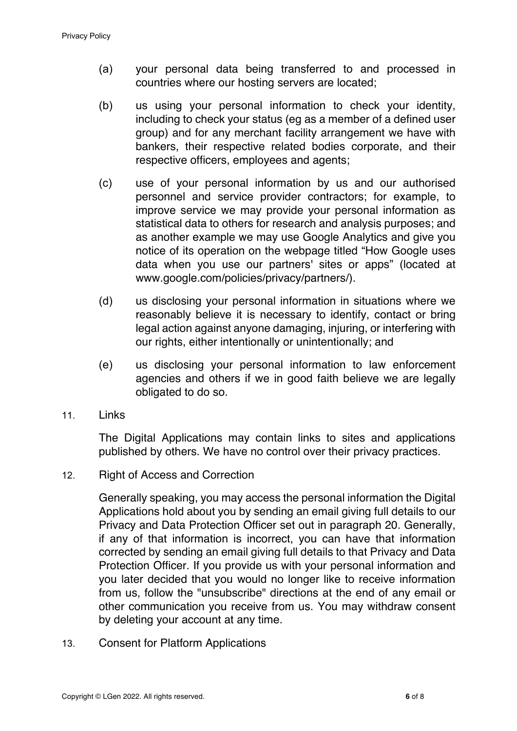(a) your personal data being transferred to and processed in countries where our hosting servers are located;

(b) us using your personal information to check your identity, including to check your status (eg as a member of a defined user group) and for any merchant facility arrangement we have with bankers, their respective related bodies corporate, and their respective officers, employees and agents;

(c) use of your personal information by us and our authorised personnel and service provider contractors; for example, to improve service we may provide your personal information as statistical data to others for research and analysis purposes; and as another example we may use Google Analytics and give you notice of its operation on the webpage titled "How Google uses data when you use our partners' sites or apps" (located at www.google.com/policies/privacy/partners/).

(d) us disclosing your personal information in situations where we reasonably believe it is necessary to identify, contact or bring legal action against anyone damaging, injuring, or interfering with our rights, either intentionally or unintentionally; and

(e) us disclosing your personal information to law enforcement agencies and others if we in good faith believe we are legally obligated to do so.

11. Links

The Digital Applications may contain links to sites and applications published by others. We have no control over their privacy practices.

12. Right of Access and Correction

Generally speaking, you may access the personal information the Digital Applications hold about you by sending an email giving full details to our Privacy and Data Protection Officer set out in paragraph 20. Generally, if any of that information is incorrect, you can have that information corrected by sending an email giving full details to that Privacy and Data Protection Officer. If you provide us with your personal information and you later decided that you would no longer like to receive information from us, follow the "unsubscribe" directions at the end of any email or other communication you receive from us. You may withdraw consent by deleting your account at any time.

13. Consent for Platform Applications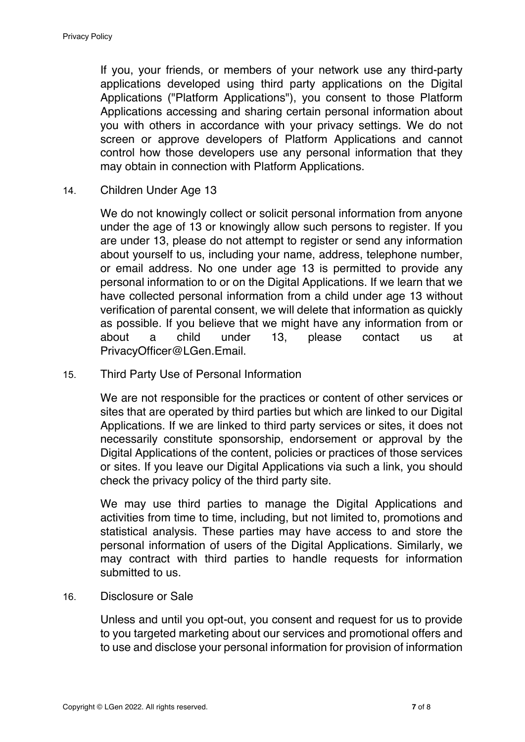If you, your friends, or members of your network use any third-party applications developed using third party applications on the Digital Applications ("Platform Applications"), you consent to those Platform Applications accessing and sharing certain personal information about you with others in accordance with your privacy settings. We do not screen or approve developers of Platform Applications and cannot control how those developers use any personal information that they may obtain in connection with Platform Applications.

## 14. Children Under Age 13

We do not knowingly collect or solicit personal information from anyone under the age of 13 or knowingly allow such persons to register. If you are under 13, please do not attempt to register or send any information about yourself to us, including your name, address, telephone number, or email address. No one under age 13 is permitted to provide any personal information to or on the Digital Applications. If we learn that we have collected personal information from a child under age 13 without verification of parental consent, we will delete that information as quickly as possible. If you believe that we might have any information from or about a child under 13, please contact us at PrivacyOfficer@LGen.Email.

## 15. Third Party Use of Personal Information

We are not responsible for the practices or content of other services or sites that are operated by third parties but which are linked to our Digital Applications. If we are linked to third party services or sites, it does not necessarily constitute sponsorship, endorsement or approval by the Digital Applications of the content, policies or practices of those services or sites. If you leave our Digital Applications via such a link, you should check the privacy policy of the third party site.

We may use third parties to manage the Digital Applications and activities from time to time, including, but not limited to, promotions and statistical analysis. These parties may have access to and store the personal information of users of the Digital Applications. Similarly, we may contract with third parties to handle requests for information submitted to us.

## 16. Disclosure or Sale

Unless and until you opt-out, you consent and request for us to provide to you targeted marketing about our services and promotional offers and to use and disclose your personal information for provision of information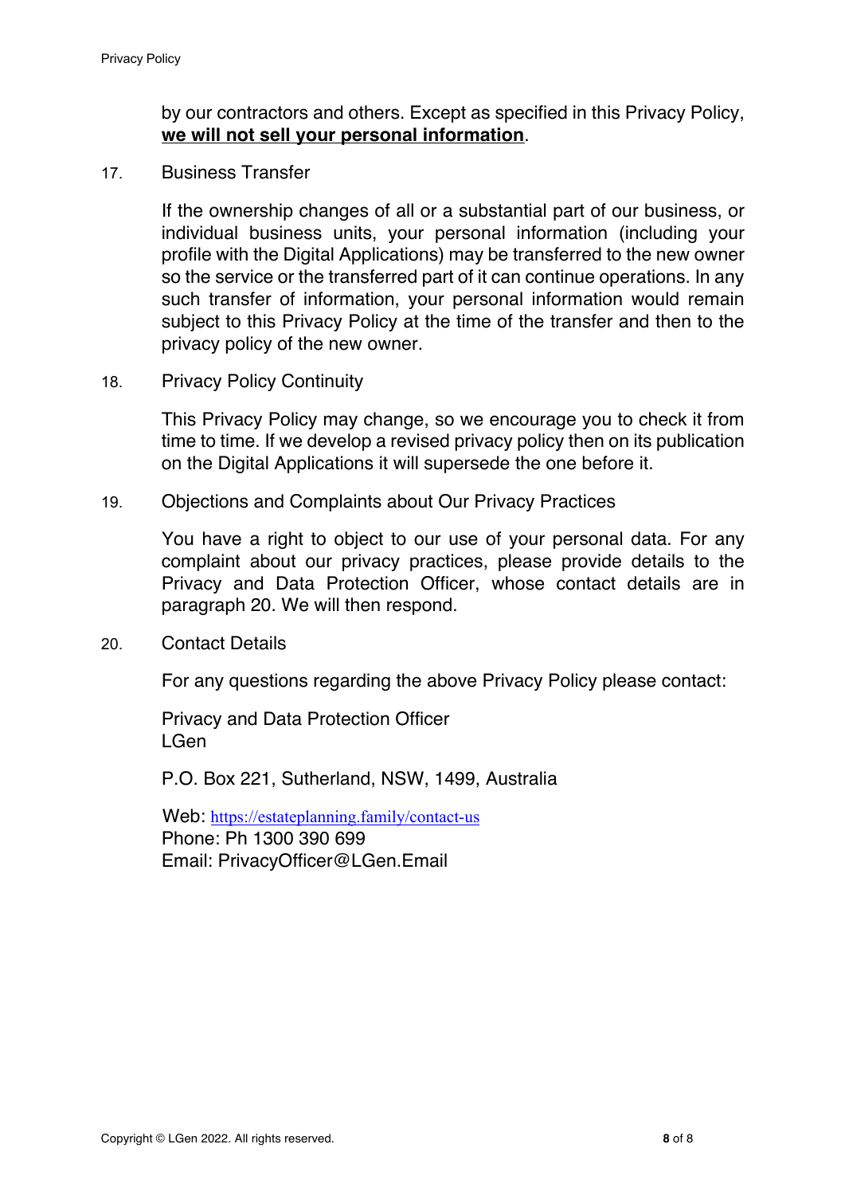by our contractors and others. Except as specified in this Privacy Policy, **we will not sell your personal information**.

17. Business Transfer

    If the ownership changes of all or a substantial part of our business, or individual business units, your personal information (including your profile with the Digital Applications) may be transferred to the new owner so the service or the transferred part of it can continue operations. In any such transfer of information, your personal information would remain subject to this Privacy Policy at the time of the transfer and then to the privacy policy of the new owner.

18. Privacy Policy Continuity

    This Privacy Policy may change, so we encourage you to check it from time to time. If we develop a revised privacy policy then on its publication on the Digital Applications it will supersede the one before it.

19. Objections and Complaints about Our Privacy Practices

    You have a right to object to our use of your personal data. For any complaint about our privacy practices, please provide details to the Privacy and Data Protection Officer, whose contact details are in paragraph 20. We will then respond.

20. Contact Details

    For any questions regarding the above Privacy Policy please contact:

    Privacy and Data Protection Officer
    LGen

    P.O. Box 221, Sutherland, NSW, 1499, Australia

    Web: https://estateplanning.family/contact-us
    Phone: Ph 1300 390 699
    Email: PrivacyOfficer@LGen.Email